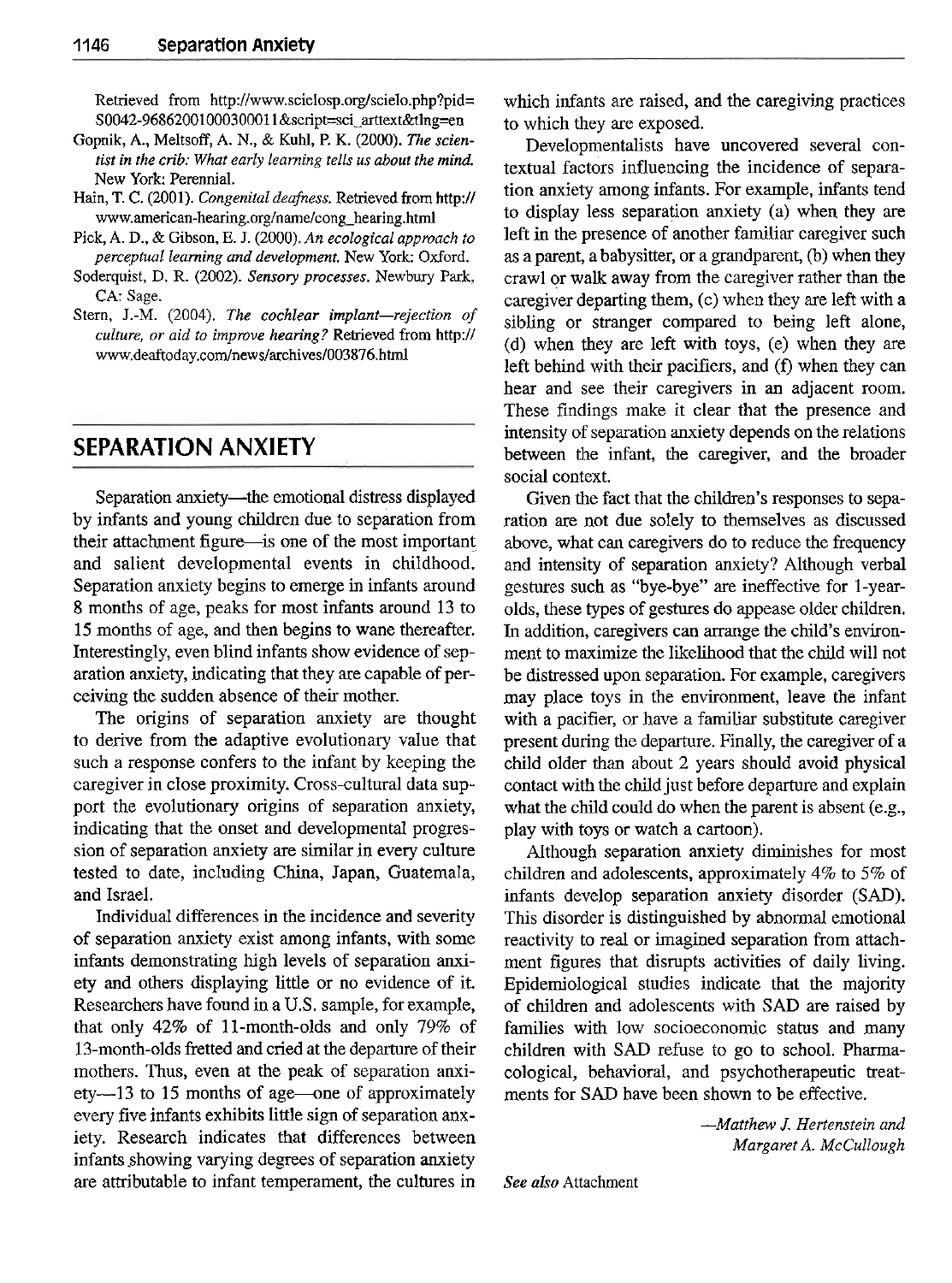Retrieved from http://www.scielosp.org/scielo.php?pid=S0042-96862001000300011&script=sci_arttext&tlng=en

Gopnik, A., Meltsoff, A. N., & Kuhl, P. K. (2000). *The scientist in the crib: What early learning tells us about the mind.* New York: Perennial.

Hain, T. C. (2001). *Congenital deafness.* Retrieved from http://www.american-hearing.org/name/cong_hearing.html

Pick, A. D., & Gibson, E. J. (2000). *An ecological approach to perceptual learning and development.* New York: Oxford.

Soderquist, D. R. (2002). *Sensory processes.* Newbury Park, CA: Sage.

Stern, J.-M. (2004). *The cochlear implant—rejection of culture, or aid to improve hearing?* Retrieved from http://www.deaftoday.com/news/archives/003876.html

## SEPARATION ANXIETY

Separation anxiety—the emotional distress displayed by infants and young children due to separation from their attachment figure—is one of the most important and salient developmental events in childhood. Separation anxiety begins to emerge in infants around 8 months of age, peaks for most infants around 13 to 15 months of age, and then begins to wane thereafter. Interestingly, even blind infants show evidence of separation anxiety, indicating that they are capable of perceiving the sudden absence of their mother.

The origins of separation anxiety are thought to derive from the adaptive evolutionary value that such a response confers to the infant by keeping the caregiver in close proximity. Cross-cultural data support the evolutionary origins of separation anxiety, indicating that the onset and developmental progression of separation anxiety are similar in every culture tested to date, including China, Japan, Guatemala, and Israel.

Individual differences in the incidence and severity of separation anxiety exist among infants, with some infants demonstrating high levels of separation anxiety and others displaying little or no evidence of it. Researchers have found in a U.S. sample, for example, that only 42% of 11-month-olds and only 79% of 13-month-olds fretted and cried at the departure of their mothers. Thus, even at the peak of separation anxiety—13 to 15 months of age—one of approximately every five infants exhibits little sign of separation anxiety. Research indicates that differences between infants showing varying degrees of separation anxiety are attributable to infant temperament, the cultures in which infants are raised, and the caregiving practices to which they are exposed.

Developmentalists have uncovered several contextual factors influencing the incidence of separation anxiety among infants. For example, infants tend to display less separation anxiety (a) when they are left in the presence of another familiar caregiver such as a parent, a babysitter, or a grandparent, (b) when they crawl or walk away from the caregiver rather than the caregiver departing them, (c) when they are left with a sibling or stranger compared to being left alone, (d) when they are left with toys, (e) when they are left behind with their pacifiers, and (f) when they can hear and see their caregivers in an adjacent room. These findings make it clear that the presence and intensity of separation anxiety depends on the relations between the infant, the caregiver, and the broader social context.

Given the fact that the children's responses to separation are not due solely to themselves as discussed above, what can caregivers do to reduce the frequency and intensity of separation anxiety? Although verbal gestures such as "bye-bye" are ineffective for 1-year-olds, these types of gestures do appease older children. In addition, caregivers can arrange the child's environment to maximize the likelihood that the child will not be distressed upon separation. For example, caregivers may place toys in the environment, leave the infant with a pacifier, or have a familiar substitute caregiver present during the departure. Finally, the caregiver of a child older than about 2 years should avoid physical contact with the child just before departure and explain what the child could do when the parent is absent (e.g., play with toys or watch a cartoon).

Although separation anxiety diminishes for most children and adolescents, approximately 4% to 5% of infants develop separation anxiety disorder (SAD). This disorder is distinguished by abnormal emotional reactivity to real or imagined separation from attachment figures that disrupts activities of daily living. Epidemiological studies indicate that the majority of children and adolescents with SAD are raised by families with low socioeconomic status and many children with SAD refuse to go to school. Pharmacological, behavioral, and psychotherapeutic treatments for SAD have been shown to be effective.

*—Matthew J. Hertenstein and Margaret A. McCullough*

*See also* Attachment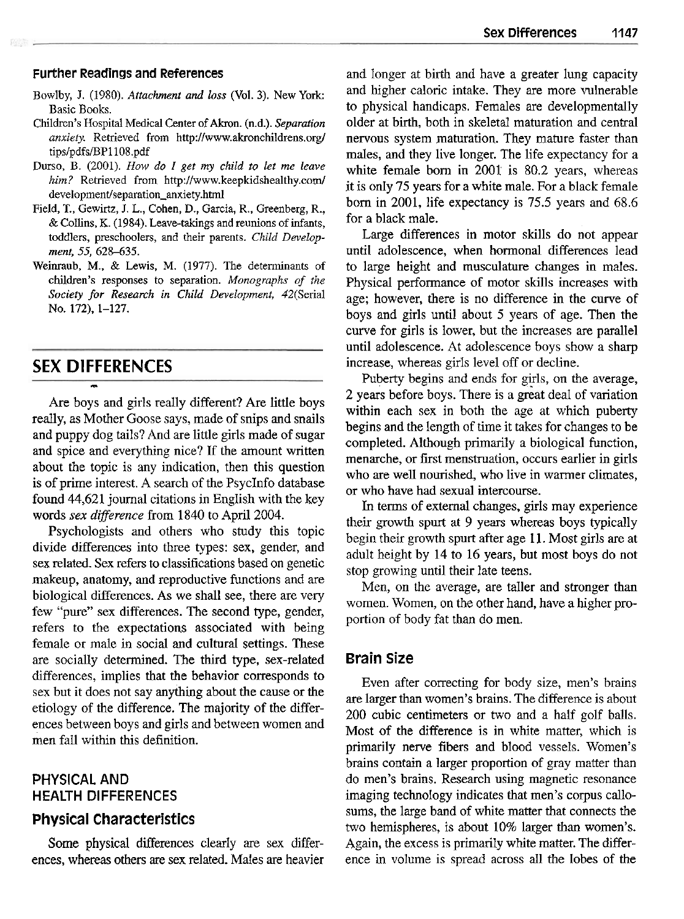### Further Readings and References

Bowlby, J. (1980). *Attachment and loss* (Vol. 3). New York: Basic Books.

Children's Hospital Medical Center of Akron. (n.d.). *Separation anxiety.* Retrieved from http://www.akronchildrens.org/tips/pdfs/BP1108.pdf

Durso, B. (2001). *How do I get my child to let me leave him?* Retrieved from http://www.keepkidshealthy.com/development/separation_anxiety.html

Field, T., Gewirtz, J. L., Cohen, D., Garcia, R., Greenberg, R., & Collins, K. (1984). Leave-takings and reunions of infants, toddlers, preschoolers, and their parents. *Child Development, 55,* 628–635.

Weinraub, M., & Lewis, M. (1977). The determinants of children's responses to separation. *Monographs of the Society for Research in Child Development, 42*(Serial No. 172), 1–127.

## SEX DIFFERENCES

Are boys and girls really different? Are little boys really, as Mother Goose says, made of snips and snails and puppy dog tails? And are little girls made of sugar and spice and everything nice? If the amount written about the topic is any indication, then this question is of prime interest. A search of the PsycInfo database found 44,621 journal citations in English with the key words *sex difference* from 1840 to April 2004.

Psychologists and others who study this topic divide differences into three types: sex, gender, and sex related. Sex refers to classifications based on genetic makeup, anatomy, and reproductive functions and are biological differences. As we shall see, there are very few "pure" sex differences. The second type, gender, refers to the expectations associated with being female or male in social and cultural settings. These are socially determined. The third type, sex-related differences, implies that the behavior corresponds to sex but it does not say anything about the cause or the etiology of the difference. The majority of the differences between boys and girls and between women and men fall within this definition.

### PHYSICAL AND HEALTH DIFFERENCES

#### Physical Characteristics

Some physical differences clearly are sex differences, whereas others are sex related. Males are heavier and longer at birth and have a greater lung capacity and higher caloric intake. They are more vulnerable to physical handicaps. Females are developmentally older at birth, both in skeletal maturation and central nervous system maturation. They mature faster than males, and they live longer. The life expectancy for a white female born in 2001 is 80.2 years, whereas it is only 75 years for a white male. For a black female born in 2001, life expectancy is 75.5 years and 68.6 for a black male.

Large differences in motor skills do not appear until adolescence, when hormonal differences lead to large height and musculature changes in males. Physical performance of motor skills increases with age; however, there is no difference in the curve of boys and girls until about 5 years of age. Then the curve for girls is lower, but the increases are parallel until adolescence. At adolescence boys show a sharp increase, whereas girls level off or decline.

Puberty begins and ends for girls, on the average, 2 years before boys. There is a great deal of variation within each sex in both the age at which puberty begins and the length of time it takes for changes to be completed. Although primarily a biological function, menarche, or first menstruation, occurs earlier in girls who are well nourished, who live in warmer climates, or who have had sexual intercourse.

In terms of external changes, girls may experience their growth spurt at 9 years whereas boys typically begin their growth spurt after age 11. Most girls are at adult height by 14 to 16 years, but most boys do not stop growing until their late teens.

Men, on the average, are taller and stronger than women. Women, on the other hand, have a higher proportion of body fat than do men.

#### Brain Size

Even after correcting for body size, men's brains are larger than women's brains. The difference is about 200 cubic centimeters or two and a half golf balls. Most of the difference is in white matter, which is primarily nerve fibers and blood vessels. Women's brains contain a larger proportion of gray matter than do men's brains. Research using magnetic resonance imaging technology indicates that men's corpus callosums, the large band of white matter that connects the two hemispheres, is about 10% larger than women's. Again, the excess is primarily white matter. The difference in volume is spread across all the lobes of the